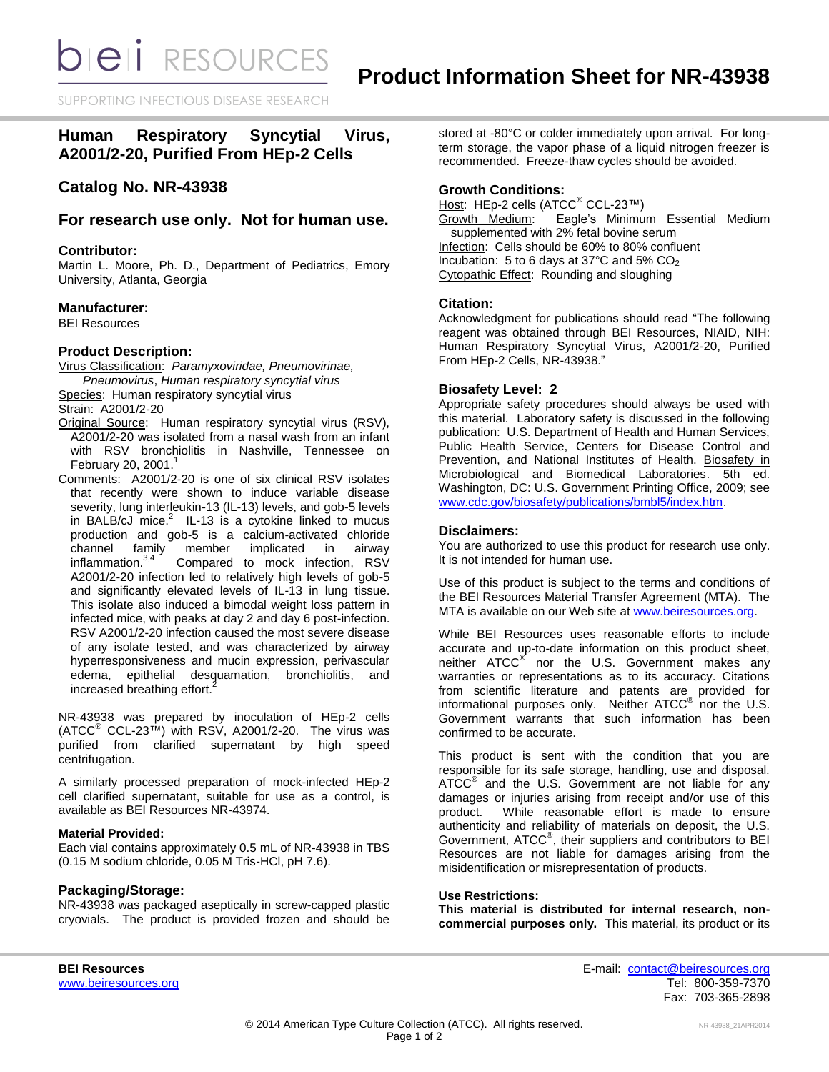# Product Information Sheet for NR-43938

## Human Respiratory Syncytial Virus, A2001/2-20, Purified From HEp-2 Cells

## Catalog No. NR-43938

## For research use only. Not for human use.

### Contributor:

Martin L. Moore, Ph. D., Department of Pediatrics, Emory University, Atlanta, Georgia

### Manufacturer:

BEI Resources

### Product Description:

Virus Classification: *Paramyxoviridae, Pneumovirinae, Pneumovirus*, *Human respiratory syncytial virus*
Species: Human respiratory syncytial virus
Strain: A2001/2-20
Original Source: Human respiratory syncytial virus (RSV), A2001/2-20 was isolated from a nasal wash from an infant with RSV bronchiolitis in Nashville, Tennessee on February 20, 2001.[1]
Comments: A2001/2-20 is one of six clinical RSV isolates that recently were shown to induce variable disease severity, lung interleukin-13 (IL-13) levels, and gob-5 levels in BALB/cJ mice.[2] IL-13 is a cytokine linked to mucus production and gob-5 is a calcium-activated chloride channel family member implicated in airway inflammation.[3,4] Compared to mock infection, RSV A2001/2-20 infection led to relatively high levels of gob-5 and significantly elevated levels of IL-13 in lung tissue. This isolate also induced a bimodal weight loss pattern in infected mice, with peaks at day 2 and day 6 post-infection. RSV A2001/2-20 infection caused the most severe disease of any isolate tested, and was characterized by airway hyperresponsiveness and mucin expression, perivascular edema, epithelial desquamation, bronchiolitis, and increased breathing effort.[2]

NR-43938 was prepared by inoculation of HEp-2 cells (ATCC® CCL-23™) with RSV, A2001/2-20. The virus was purified from clarified supernatant by high speed centrifugation.

A similarly processed preparation of mock-infected HEp-2 cell clarified supernatant, suitable for use as a control, is available as BEI Resources NR-43974.

#### Material Provided:

Each vial contains approximately 0.5 mL of NR-43938 in TBS (0.15 M sodium chloride, 0.05 M Tris-HCl, pH 7.6).

### Packaging/Storage:

NR-43938 was packaged aseptically in screw-capped plastic cryovials. The product is provided frozen and should be stored at -80°C or colder immediately upon arrival. For long-term storage, the vapor phase of a liquid nitrogen freezer is recommended. Freeze-thaw cycles should be avoided.

### Growth Conditions:

Host: HEp-2 cells (ATCC® CCL-23™)
Growth Medium: Eagle's Minimum Essential Medium supplemented with 2% fetal bovine serum
Infection: Cells should be 60% to 80% confluent
Incubation: 5 to 6 days at 37°C and 5% $CO_2$
Cytopathic Effect: Rounding and sloughing

### Citation:

Acknowledgment for publications should read "The following reagent was obtained through BEI Resources, NIAID, NIH: Human Respiratory Syncytial Virus, A2001/2-20, Purified From HEp-2 Cells, NR-43938."

### Biosafety Level: 2

Appropriate safety procedures should always be used with this material. Laboratory safety is discussed in the following publication: U.S. Department of Health and Human Services, Public Health Service, Centers for Disease Control and Prevention, and National Institutes of Health. Biosafety in Microbiological and Biomedical Laboratories. 5th ed. Washington, DC: U.S. Government Printing Office, 2009; see www.cdc.gov/biosafety/publications/bmbl5/index.htm.

### Disclaimers:

You are authorized to use this product for research use only. It is not intended for human use.

Use of this product is subject to the terms and conditions of the BEI Resources Material Transfer Agreement (MTA). The MTA is available on our Web site at www.beiresources.org.

While BEI Resources uses reasonable efforts to include accurate and up-to-date information on this product sheet, neither ATCC® nor the U.S. Government makes any warranties or representations as to its accuracy. Citations from scientific literature and patents are provided for informational purposes only. Neither ATCC® nor the U.S. Government warrants that such information has been confirmed to be accurate.

This product is sent with the condition that you are responsible for its safe storage, handling, use and disposal. ATCC® and the U.S. Government are not liable for any damages or injuries arising from receipt and/or use of this product. While reasonable effort is made to ensure authenticity and reliability of materials on deposit, the U.S. Government, ATCC®, their suppliers and contributors to BEI Resources are not liable for damages arising from the misidentification or misrepresentation of products.

#### Use Restrictions:

**This material is distributed for internal research, non-commercial purposes only.** This material, its product or its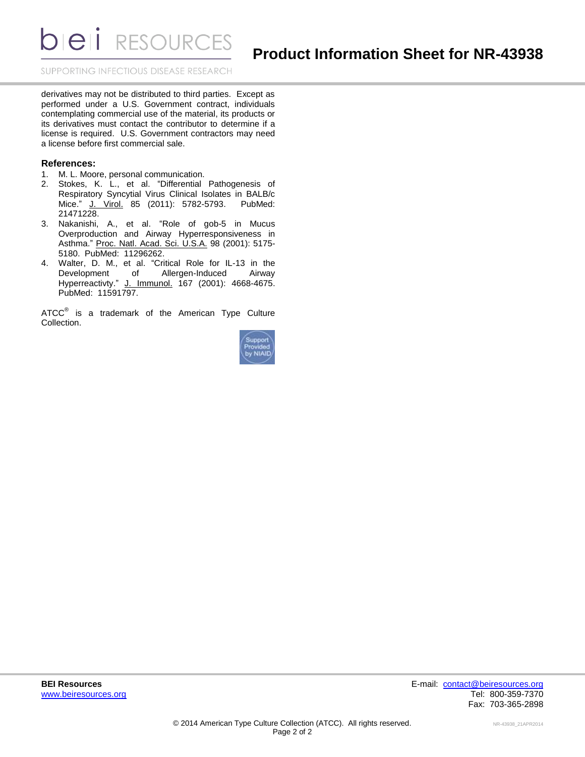derivatives may not be distributed to third parties. Except as performed under a U.S. Government contract, individuals contemplating commercial use of the material, its products or its derivatives must contact the contributor to determine if a license is required. U.S. Government contractors may need a license before first commercial sale.

### References:

1. M. L. Moore, personal communication.
2. Stokes, K. L., et al. "Differential Pathogenesis of Respiratory Syncytial Virus Clinical Isolates in BALB/c Mice." J. Virol. 85 (2011): 5782-5793. PubMed: 21471228.
3. Nakanishi, A., et al. "Role of gob-5 in Mucus Overproduction and Airway Hyperresponsiveness in Asthma." Proc. Natl. Acad. Sci. U.S.A. 98 (2001): 5175-5180. PubMed: 11296262.
4. Walter, D. M., et al. "Critical Role for IL-13 in the Development of Allergen-Induced Airway Hyperreactivty." J. Immunol. 167 (2001): 4668-4675. PubMed: 11591797.

ATCC® is a trademark of the American Type Culture Collection.

Support Provided by NIAID

**BEI Resources**
www.beiresources.org

E-mail: contact@beiresources.org
Tel: 800-359-7370
Fax: 703-365-2898

© 2014 American Type Culture Collection (ATCC). All rights reserved.

NR-43938_21APR2014